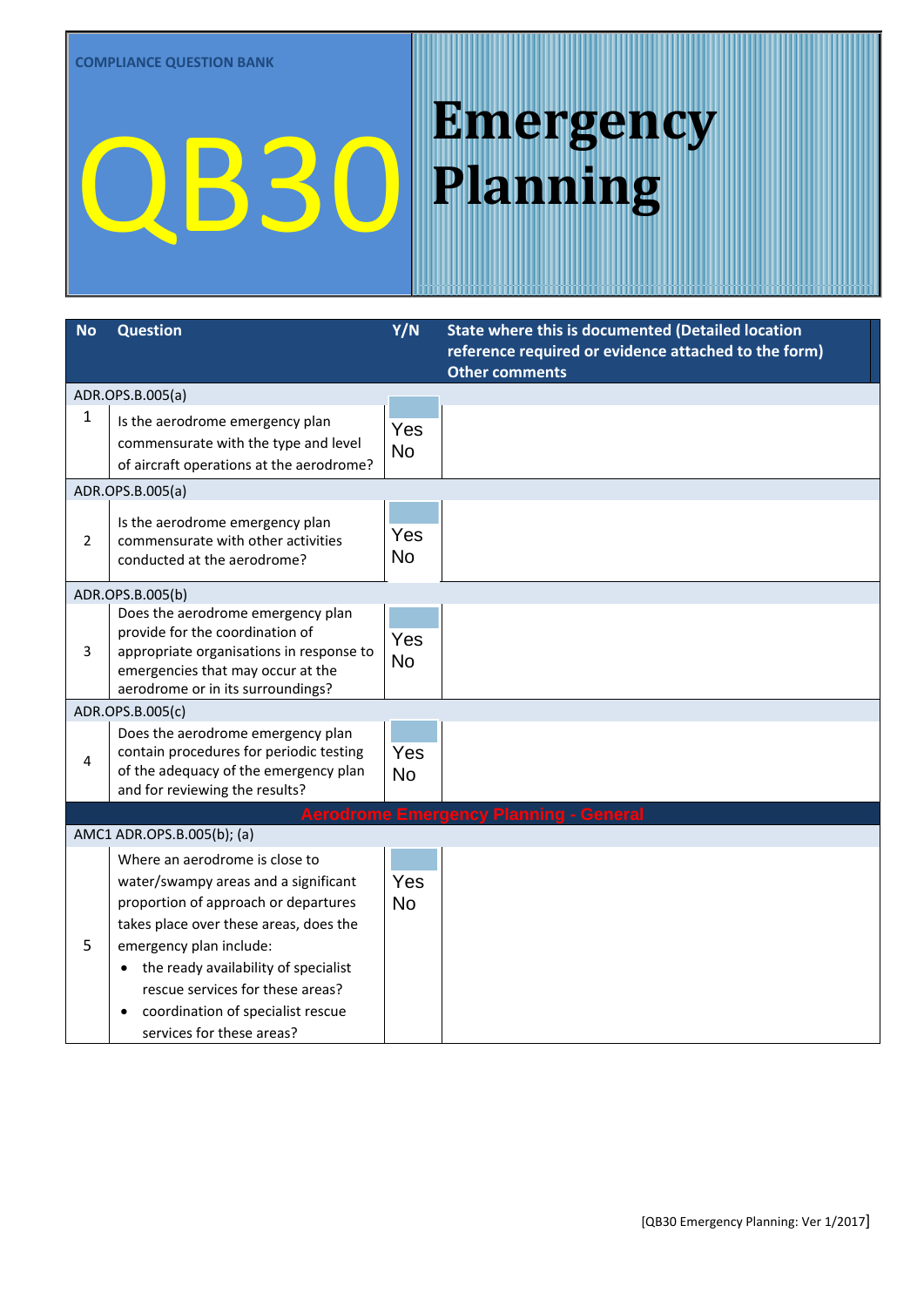COMPLIANCE QUESTION BANK

# QB30 Emergency Planning

| No | Question | Y/N | State where this is documented (Detailed location reference required or evidence attached to the form) Other comments |
|---|---|---|---|
| ADR.OPS.B.005(a) | | | |
| 1 | Is the aerodrome emergency plan commensurate with the type and level of aircraft operations at the aerodrome? | Yes No | |
| ADR.OPS.B.005(a) | | | |
| 2 | Is the aerodrome emergency plan commensurate with other activities conducted at the aerodrome? | Yes No | |
| ADR.OPS.B.005(b) | | | |
| 3 | Does the aerodrome emergency plan provide for the coordination of appropriate organisations in response to emergencies that may occur at the aerodrome or in its surroundings? | Yes No | |
| ADR.OPS.B.005(c) | | | |
| 4 | Does the aerodrome emergency plan contain procedures for periodic testing of the adequacy of the emergency plan and for reviewing the results? | Yes No | |
| **Aerodrome Emergency Planning - General** | | | |
| AMC1 ADR.OPS.B.005(b); (a) | | | |
| 5 | Where an aerodrome is close to water/swampy areas and a significant proportion of approach or departures takes place over these areas, does the emergency plan include:<br>• the ready availability of specialist rescue services for these areas?<br>• coordination of specialist rescue services for these areas? | Yes No | |

[QB30 Emergency Planning: Ver 1/2017]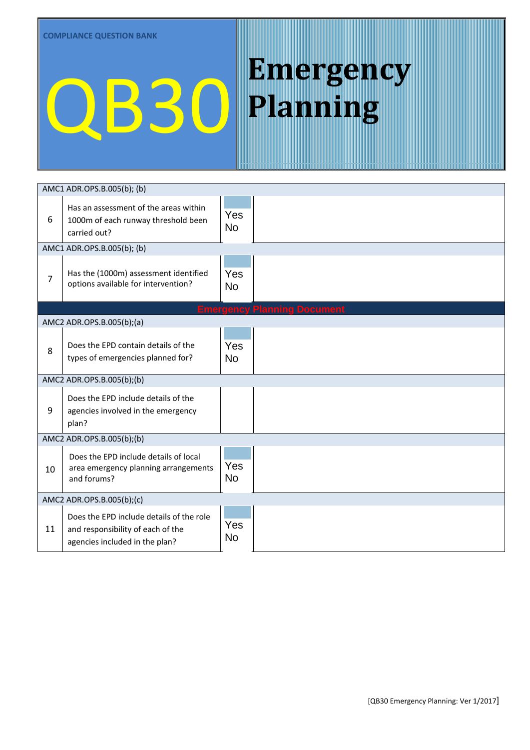COMPLIANCE QUESTION BANK

# QB30 Emergency Planning

| | | | |
|---|---|---|---|
| AMC1 ADR.OPS.B.005(b); (b) | | | |
| 6 | Has an assessment of the areas within 1000m of each runway threshold been carried out? | Yes No | |
| AMC1 ADR.OPS.B.005(b); (b) | | | |
| 7 | Has the (1000m) assessment identified options available for intervention? | Yes No | |
| **Emergency Planning Document** | | | |
| AMC2 ADR.OPS.B.005(b);(a) | | | |
| 8 | Does the EPD contain details of the types of emergencies planned for? | Yes No | |
| AMC2 ADR.OPS.B.005(b);(b) | | | |
| 9 | Does the EPD include details of the agencies involved in the emergency plan? | | |
| AMC2 ADR.OPS.B.005(b);(b) | | | |
| 10 | Does the EPD include details of local area emergency planning arrangements and forums? | Yes No | |
| AMC2 ADR.OPS.B.005(b);(c) | | | |
| 11 | Does the EPD include details of the role and responsibility of each of the agencies included in the plan? | Yes No | |

[QB30 Emergency Planning: Ver 1/2017]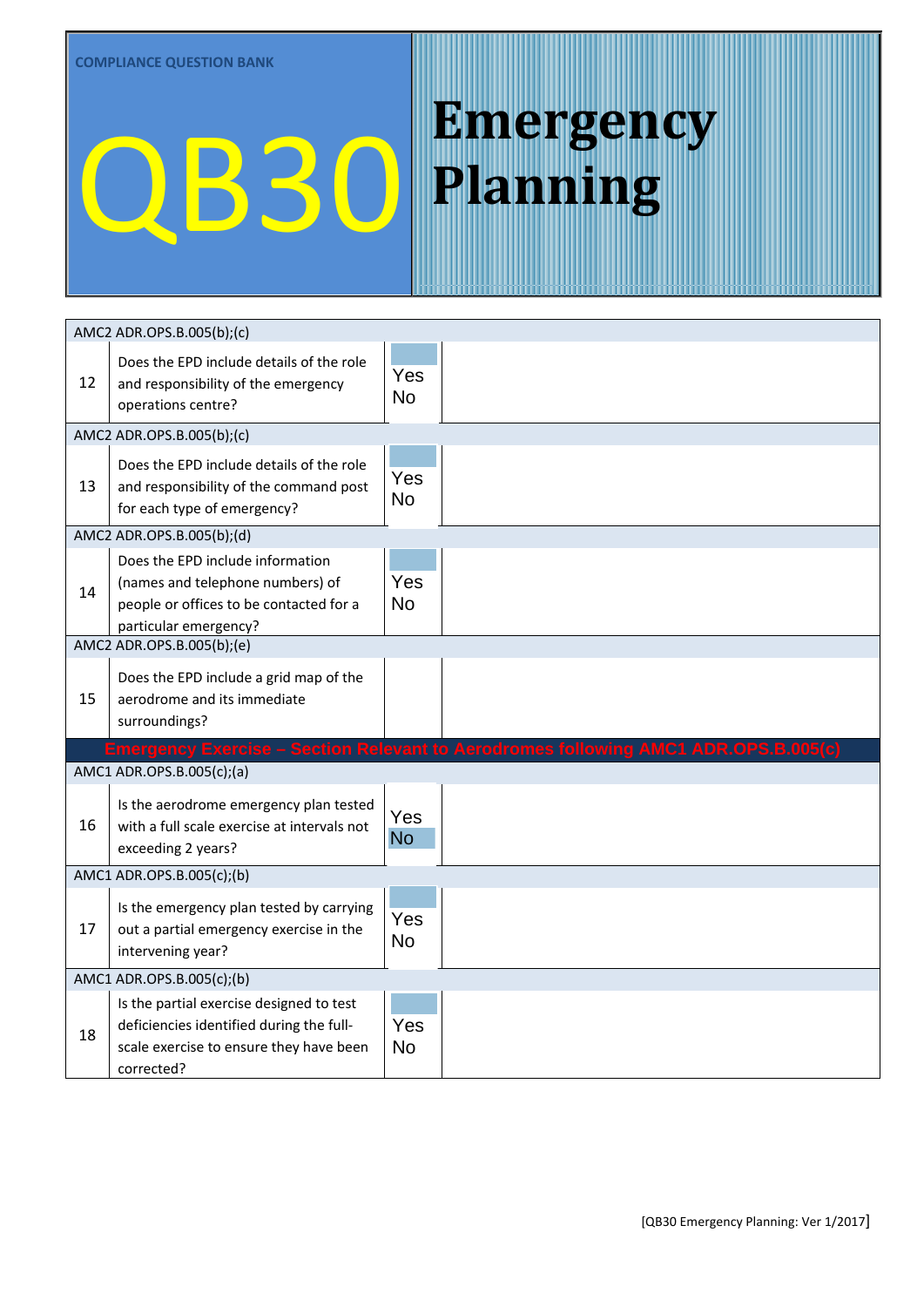COMPLIANCE QUESTION BANK

# QB30 Emergency Planning

| | | | |
|---|---|---|---|
| AMC2 ADR.OPS.B.005(b);(c) | | | |
| 12 | Does the EPD include details of the role and responsibility of the emergency operations centre? | Yes<br>No | |
| AMC2 ADR.OPS.B.005(b);(c) | | | |
| 13 | Does the EPD include details of the role and responsibility of the command post for each type of emergency? | Yes<br>No | |
| AMC2 ADR.OPS.B.005(b);(d) | | | |
| 14 | Does the EPD include information (names and telephone numbers) of people or offices to be contacted for a particular emergency? | Yes<br>No | |
| AMC2 ADR.OPS.B.005(b);(e) | | | |
| 15 | Does the EPD include a grid map of the aerodrome and its immediate surroundings? | | |
| **Emergency Exercise – Section Relevant to Aerodromes following AMC1 ADR.OPS.B.005(c)** | | | |
| AMC1 ADR.OPS.B.005(c);(a) | | | |
| 16 | Is the aerodrome emergency plan tested with a full scale exercise at intervals not exceeding 2 years? | Yes<br>No | |
| AMC1 ADR.OPS.B.005(c);(b) | | | |
| 17 | Is the emergency plan tested by carrying out a partial emergency exercise in the intervening year? | Yes<br>No | |
| AMC1 ADR.OPS.B.005(c);(b) | | | |
| 18 | Is the partial exercise designed to test deficiencies identified during the full-scale exercise to ensure they have been corrected? | Yes<br>No | |

[QB30 Emergency Planning: Ver 1/2017]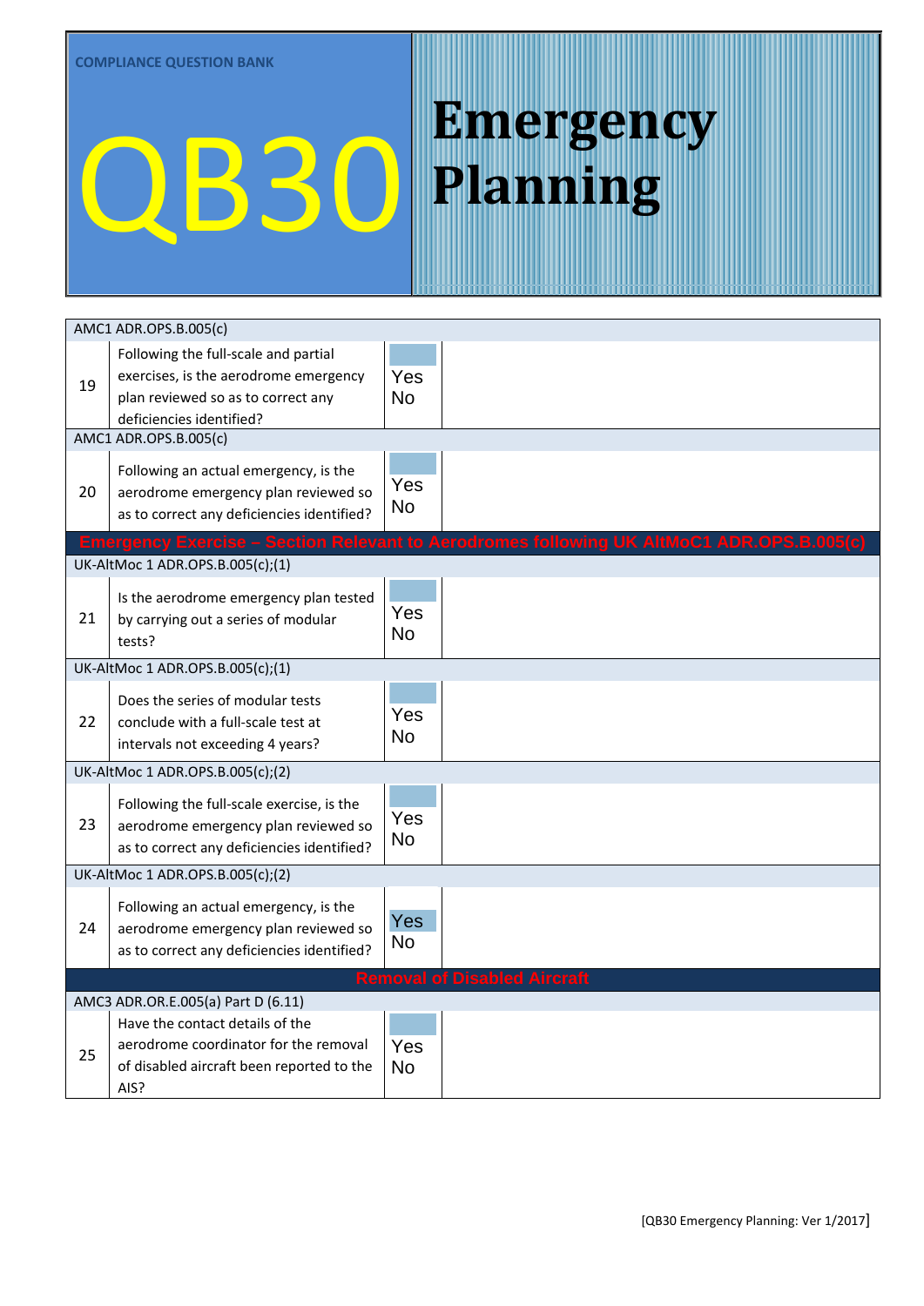COMPLIANCE QUESTION BANK

# QB30 Emergency Planning

| | | | |
|---|---|---|---|
| AMC1 ADR.OPS.B.005(c) | | | |
| 19 | Following the full-scale and partial exercises, is the aerodrome emergency plan reviewed so as to correct any deficiencies identified? | Yes<br>No | |
| AMC1 ADR.OPS.B.005(c) | | | |
| 20 | Following an actual emergency, is the aerodrome emergency plan reviewed so as to correct any deficiencies identified? | Yes<br>No | |
| **Emergency Exercise – Section Relevant to Aerodromes following UK AltMoC1 ADR.OPS.B.005(c)** | | | |
| UK-AltMoc 1 ADR.OPS.B.005(c);(1) | | | |
| 21 | Is the aerodrome emergency plan tested by carrying out a series of modular tests? | Yes<br>No | |
| UK-AltMoc 1 ADR.OPS.B.005(c);(1) | | | |
| 22 | Does the series of modular tests conclude with a full-scale test at intervals not exceeding 4 years? | Yes<br>No | |
| UK-AltMoc 1 ADR.OPS.B.005(c);(2) | | | |
| 23 | Following the full-scale exercise, is the aerodrome emergency plan reviewed so as to correct any deficiencies identified? | Yes<br>No | |
| UK-AltMoc 1 ADR.OPS.B.005(c);(2) | | | |
| 24 | Following an actual emergency, is the aerodrome emergency plan reviewed so as to correct any deficiencies identified? | Yes<br>No | |
| **Removal of Disabled Aircraft** | | | |
| AMC3 ADR.OR.E.005(a) Part D (6.11) | | | |
| 25 | Have the contact details of the aerodrome coordinator for the removal of disabled aircraft been reported to the AIS? | Yes<br>No | |

[QB30 Emergency Planning: Ver 1/2017]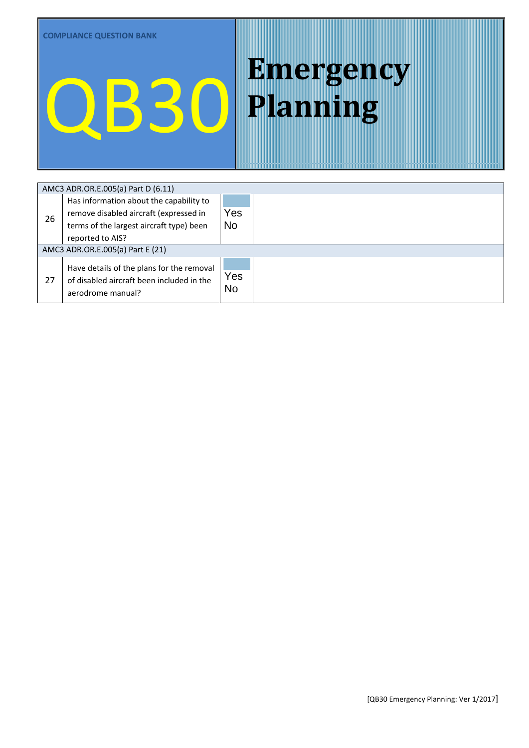COMPLIANCE QUESTION BANK

# QB30 Emergency Planning

| | | | |
|---|---|---|---|
| AMC3 ADR.OR.E.005(a) Part D (6.11) | | | |
| 26 | Has information about the capability to remove disabled aircraft (expressed in terms of the largest aircraft type) been reported to AIS? | Yes<br>No | |
| AMC3 ADR.OR.E.005(a) Part E (21) | | | |
| 27 | Have details of the plans for the removal of disabled aircraft been included in the aerodrome manual? | Yes<br>No | |